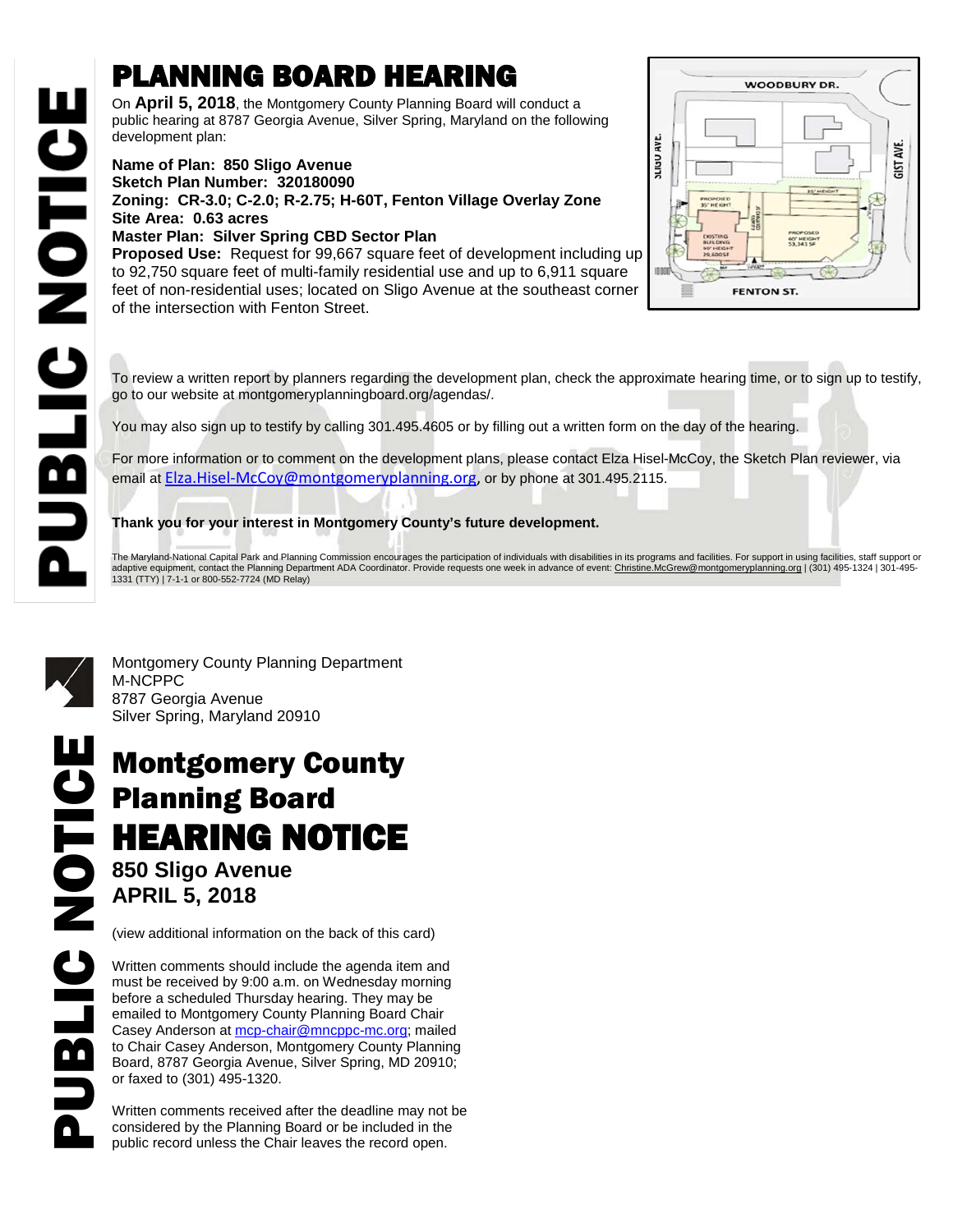PUBLIC NOTICE

# PLANNING BOARD HEARING

On **April 5, 2018**, the Montgomery County Planning Board will conduct a public hearing at 8787 Georgia Avenue, Silver Spring, Maryland on the following development plan:

**Name of Plan: 850 Sligo Avenue**
**Sketch Plan Number: 320180090**
**Zoning: CR-3.0; C-2.0; R-2.75; H-60T, Fenton Village Overlay Zone**
**Site Area: 0.63 acres**
**Master Plan: Silver Spring CBD Sector Plan**
**Proposed Use:** Request for 99,667 square feet of development including up to 92,750 square feet of multi-family residential use and up to 6,911 square feet of non-residential uses; located on Sligo Avenue at the southeast corner of the intersection with Fenton Street.

To review a written report by planners regarding the development plan, check the approximate hearing time, or to sign up to testify, go to our website at montgomeryplanningboard.org/agendas/.

You may also sign up to testify by calling 301.495.4605 or by filling out a written form on the day of the hearing.

For more information or to comment on the development plans, please contact Elza Hisel-McCoy, the Sketch Plan reviewer, via email at Elza.Hisel-McCoy@montgomeryplanning.org, or by phone at 301.495.2115.

**Thank you for your interest in Montgomery County's future development.**

The Maryland-National Capital Park and Planning Commission encourages the participation of individuals with disabilities in its programs and facilities. For support in using facilities, staff support or adaptive equipment, contact the Planning Department ADA Coordinator. Provide requests one week in advance of event: Christine.McGrew@montgomeryplanning.org | (301) 495-1324 | 301-495-1331 (TTY) | 7-1-1 or 800-552-7724 (MD Relay)

Montgomery County Planning Department
M-NCPPC
8787 Georgia Avenue
Silver Spring, Maryland 20910

PUBLIC NOTICE

# Montgomery County Planning Board HEARING NOTICE

**850 Sligo Avenue**
**APRIL 5, 2018**

(view additional information on the back of this card)

Written comments should include the agenda item and must be received by 9:00 a.m. on Wednesday morning before a scheduled Thursday hearing. They may be emailed to Montgomery County Planning Board Chair Casey Anderson at mcp-chair@mncppc-mc.org; mailed to Chair Casey Anderson, Montgomery County Planning Board, 8787 Georgia Avenue, Silver Spring, MD 20910; or faxed to (301) 495-1320.

Written comments received after the deadline may not be considered by the Planning Board or be included in the public record unless the Chair leaves the record open.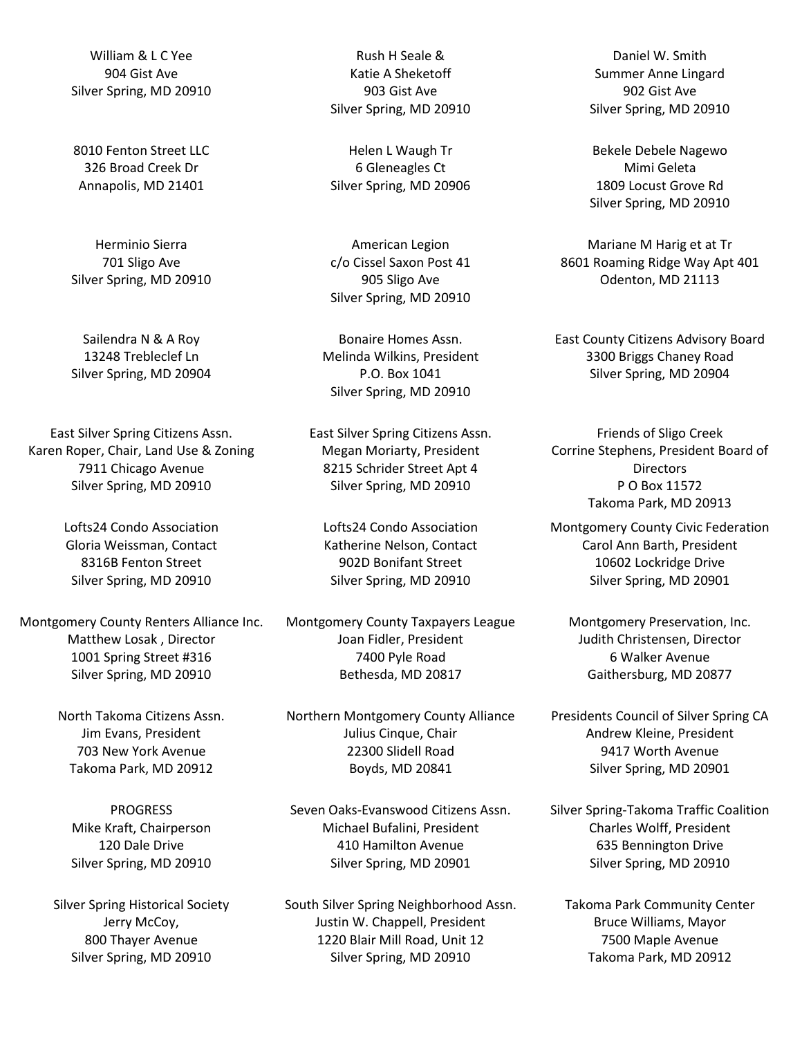William & L C Yee
904 Gist Ave
Silver Spring, MD 20910

Rush H Seale &
Katie A Sheketoff
903 Gist Ave
Silver Spring, MD 20910

Daniel W. Smith
Summer Anne Lingard
902 Gist Ave
Silver Spring, MD 20910

8010 Fenton Street LLC
326 Broad Creek Dr
Annapolis, MD 21401

Helen L Waugh Tr
6 Gleneagles Ct
Silver Spring, MD 20906

Bekele Debele Nagewo
Mimi Geleta
1809 Locust Grove Rd
Silver Spring, MD 20910

Herminio Sierra
701 Sligo Ave
Silver Spring, MD 20910

American Legion
c/o Cissel Saxon Post 41
905 Sligo Ave
Silver Spring, MD 20910

Mariane M Harig et at Tr
8601 Roaming Ridge Way Apt 401
Odenton, MD 21113

Sailendra N & A Roy
13248 Trebleclef Ln
Silver Spring, MD 20904

Bonaire Homes Assn.
Melinda Wilkins, President
P.O. Box 1041
Silver Spring, MD 20910

East County Citizens Advisory Board
3300 Briggs Chaney Road
Silver Spring, MD 20904

East Silver Spring Citizens Assn.
Karen Roper, Chair, Land Use & Zoning
7911 Chicago Avenue
Silver Spring, MD 20910

East Silver Spring Citizens Assn.
Megan Moriarty, President
8215 Schrider Street Apt 4
Silver Spring, MD 20910

Friends of Sligo Creek
Corrine Stephens, President Board of Directors
P O Box 11572
Takoma Park, MD 20913

Lofts24 Condo Association
Gloria Weissman, Contact
8316B Fenton Street
Silver Spring, MD 20910

Lofts24 Condo Association
Katherine Nelson, Contact
902D Bonifant Street
Silver Spring, MD 20910

Montgomery County Civic Federation
Carol Ann Barth, President
10602 Lockridge Drive
Silver Spring, MD 20901

Montgomery County Renters Alliance Inc.
Matthew Losak , Director
1001 Spring Street #316
Silver Spring, MD 20910

Montgomery County Taxpayers League
Joan Fidler, President
7400 Pyle Road
Bethesda, MD 20817

Montgomery Preservation, Inc.
Judith Christensen, Director
6 Walker Avenue
Gaithersburg, MD 20877

North Takoma Citizens Assn.
Jim Evans, President
703 New York Avenue
Takoma Park, MD 20912

Northern Montgomery County Alliance
Julius Cinque, Chair
22300 Slidell Road
Boyds, MD 20841

Presidents Council of Silver Spring CA
Andrew Kleine, President
9417 Worth Avenue
Silver Spring, MD 20901

PROGRESS
Mike Kraft, Chairperson
120 Dale Drive
Silver Spring, MD 20910

Seven Oaks-Evanswood Citizens Assn.
Michael Bufalini, President
410 Hamilton Avenue
Silver Spring, MD 20901

Silver Spring-Takoma Traffic Coalition
Charles Wolff, President
635 Bennington Drive
Silver Spring, MD 20910

Silver Spring Historical Society
Jerry McCoy,
800 Thayer Avenue
Silver Spring, MD 20910

South Silver Spring Neighborhood Assn.
Justin W. Chappell, President
1220 Blair Mill Road, Unit 12
Silver Spring, MD 20910

Takoma Park Community Center
Bruce Williams, Mayor
7500 Maple Avenue
Takoma Park, MD 20912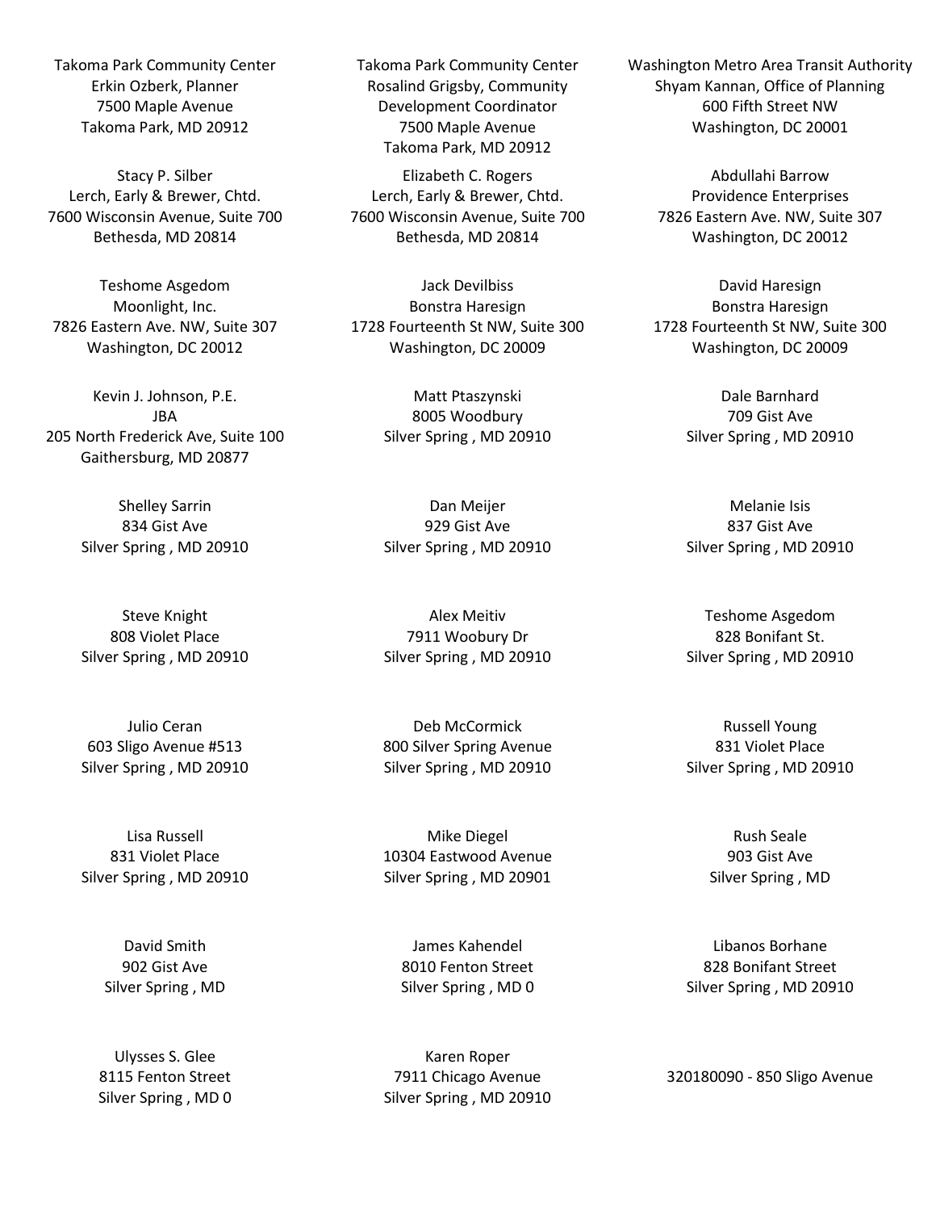Takoma Park Community Center
Erkin Ozberk, Planner
7500 Maple Avenue
Takoma Park, MD 20912

Takoma Park Community Center
Rosalind Grigsby, Community Development Coordinator
7500 Maple Avenue
Takoma Park, MD 20912

Washington Metro Area Transit Authority
Shyam Kannan, Office of Planning
600 Fifth Street NW
Washington, DC 20001

Stacy P. Silber
Lerch, Early & Brewer, Chtd.
7600 Wisconsin Avenue, Suite 700
Bethesda, MD 20814

Elizabeth C. Rogers
Lerch, Early & Brewer, Chtd.
7600 Wisconsin Avenue, Suite 700
Bethesda, MD 20814

Abdullahi Barrow
Providence Enterprises
7826 Eastern Ave. NW, Suite 307
Washington, DC 20012

Teshome Asgedom
Moonlight, Inc.
7826 Eastern Ave. NW, Suite 307
Washington, DC 20012

Jack Devilbiss
Bonstra Haresign
1728 Fourteenth St NW, Suite 300
Washington, DC 20009

David Haresign
Bonstra Haresign
1728 Fourteenth St NW, Suite 300
Washington, DC 20009

Kevin J. Johnson, P.E.
JBA
205 North Frederick Ave, Suite 100
Gaithersburg, MD 20877

Matt Ptaszynski
8005 Woodbury
Silver Spring , MD 20910

Dale Barnhard
709 Gist Ave
Silver Spring , MD 20910

Shelley Sarrin
834 Gist Ave
Silver Spring , MD 20910

Dan Meijer
929 Gist Ave
Silver Spring , MD 20910

Melanie Isis
837 Gist Ave
Silver Spring , MD 20910

Steve Knight
808 Violet Place
Silver Spring , MD 20910

Alex Meitiv
7911 Woobury Dr
Silver Spring , MD 20910

Teshome Asgedom
828 Bonifant St.
Silver Spring , MD 20910

Julio Ceran
603 Sligo Avenue #513
Silver Spring , MD 20910

Deb McCormick
800 Silver Spring Avenue
Silver Spring , MD 20910

Russell Young
831 Violet Place
Silver Spring , MD 20910

Lisa Russell
831 Violet Place
Silver Spring , MD 20910

Mike Diegel
10304 Eastwood Avenue
Silver Spring , MD 20901

Rush Seale
903 Gist Ave
Silver Spring , MD

David Smith
902 Gist Ave
Silver Spring , MD

James Kahendel
8010 Fenton Street
Silver Spring , MD 0

Libanos Borhane
828 Bonifant Street
Silver Spring , MD 20910

Ulysses S. Glee
8115 Fenton Street
Silver Spring , MD 0

Karen Roper
7911 Chicago Avenue
Silver Spring , MD 20910

320180090 - 850 Sligo Avenue